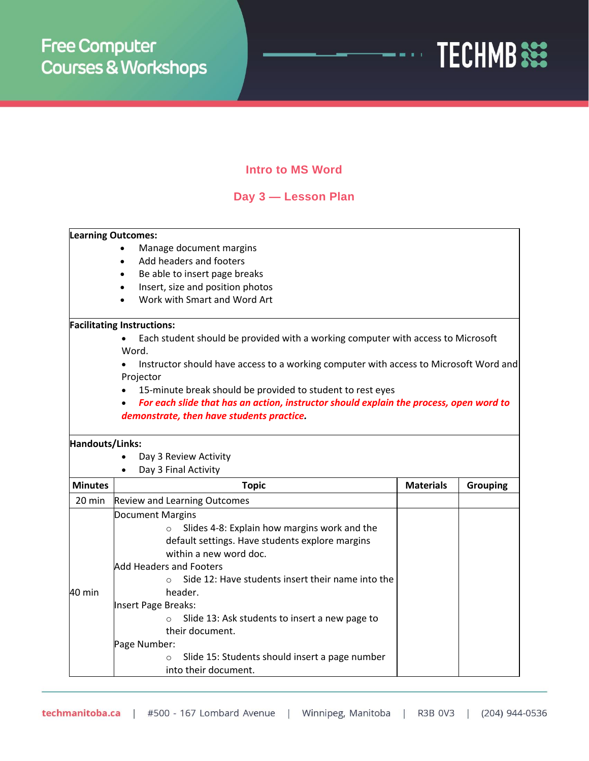Free Computer Courses & Workshops

TECHMB

## Intro to MS Word

## Day 3 — Lesson Plan

**Learning Outcomes:**

- Manage document margins
- Add headers and footers
- Be able to insert page breaks
- Insert, size and position photos
- Work with Smart and Word Art

**Facilitating Instructions:**

- Each student should be provided with a working computer with access to Microsoft Word.
- Instructor should have access to a working computer with access to Microsoft Word and Projector
- 15-minute break should be provided to student to rest eyes
- ***For each slide that has an action, instructor should explain the process, open word to demonstrate, then have students practice.***

**Handouts/Links:**

- Day 3 Review Activity
- Day 3 Final Activity

| Minutes | Topic | Materials | Grouping |
|---|---|---|---|
| 20 min | Review and Learning Outcomes | | |
| 40 min | Document Margins<br>○ Slides 4-8: Explain how margins work and the default settings. Have students explore margins within a new word doc.<br>Add Headers and Footers<br>○ Side 12: Have students insert their name into the header.<br>Insert Page Breaks:<br>○ Slide 13: Ask students to insert a new page to their document.<br>Page Number:<br>○ Slide 15: Students should insert a page number into their document. | | |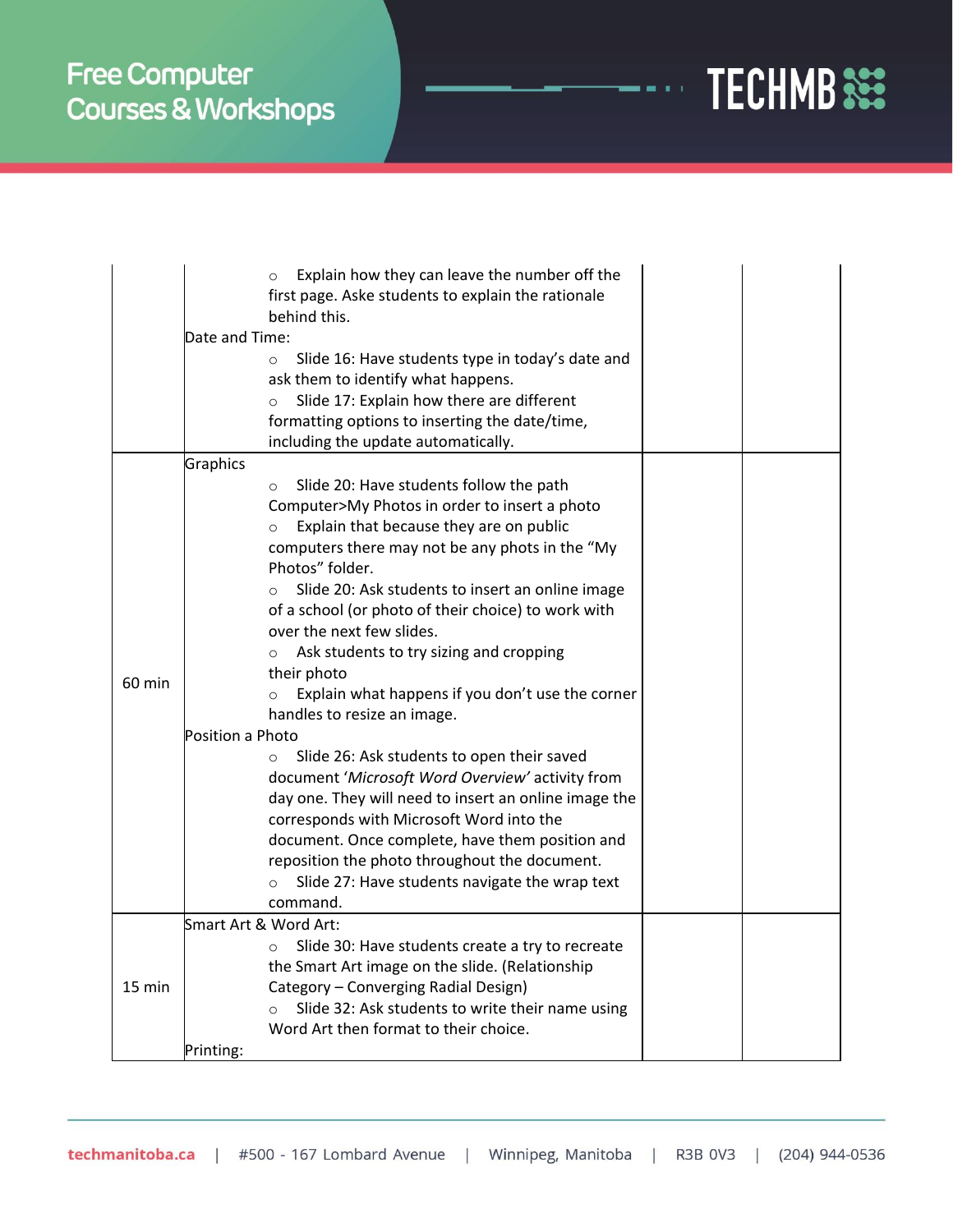| | | | |
|---|---|---|---|
| | ○ Explain how they can leave the number off the first page. Aske students to explain the rationale behind this.<br>Date and Time:<br>○ Slide 16: Have students type in today's date and ask them to identify what happens.<br>○ Slide 17: Explain how there are different formatting options to inserting the date/time, including the update automatically. | | |
| 60 min | Graphics<br>○ Slide 20: Have students follow the path Computer>My Photos in order to insert a photo<br>○ Explain that because they are on public computers there may not be any phots in the "My Photos" folder.<br>○ Slide 20: Ask students to insert an online image of a school (or photo of their choice) to work with over the next few slides.<br>○ Ask students to try sizing and cropping their photo<br>○ Explain what happens if you don't use the corner handles to resize an image.<br>Position a Photo<br>○ Slide 26: Ask students to open their saved document '*Microsoft Word Overview'* activity from day one. They will need to insert an online image the corresponds with Microsoft Word into the document. Once complete, have them position and reposition the photo throughout the document.<br>○ Slide 27: Have students navigate the wrap text command. | | |
| 15 min | Smart Art & Word Art:<br>○ Slide 30: Have students create a try to recreate the Smart Art image on the slide. (Relationship Category – Converging Radial Design)<br>○ Slide 32: Ask students to write their name using Word Art then format to their choice.<br>Printing: | | |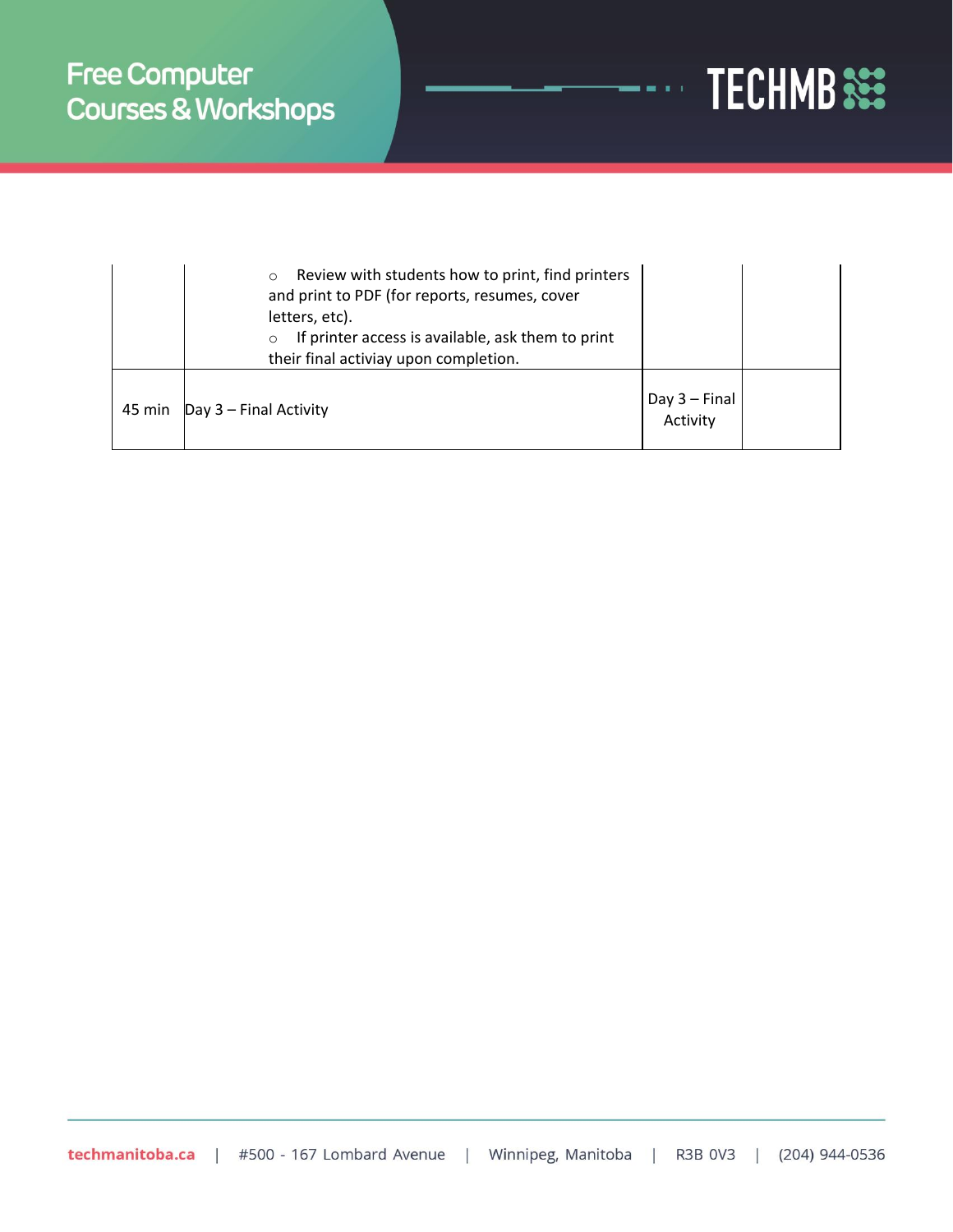| | | | |
|---|---|---|---|
| | ○ Review with students how to print, find printers and print to PDF (for reports, resumes, cover letters, etc).<br>○ If printer access is available, ask them to print their final activiay upon completion. | | |
| 45 min | Day 3 – Final Activity | Day 3 – Final Activity | |